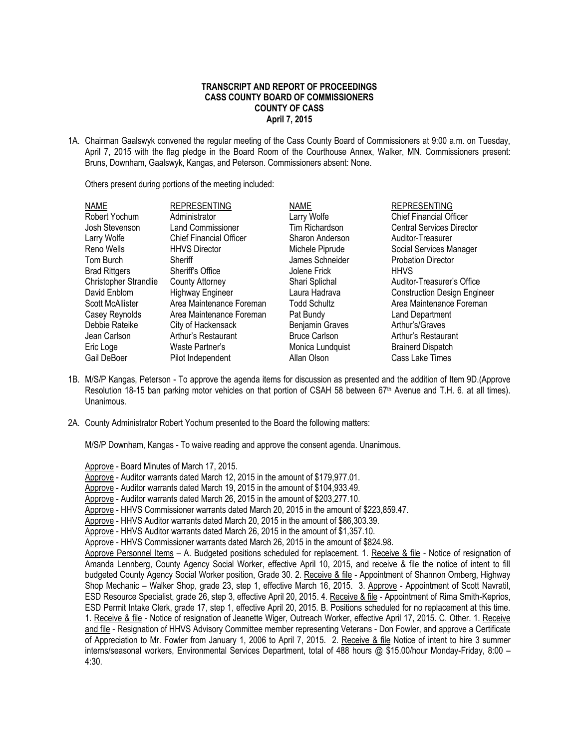**TRANSCRIPT AND REPORT OF PROCEEDINGS**
**CASS COUNTY BOARD OF COMMISSIONERS**
**COUNTY OF CASS**
**April 7, 2015**

1A. Chairman Gaalswyk convened the regular meeting of the Cass County Board of Commissioners at 9:00 a.m. on Tuesday, April 7, 2015 with the flag pledge in the Board Room of the Courthouse Annex, Walker, MN. Commissioners present: Bruns, Downham, Gaalswyk, Kangas, and Peterson. Commissioners absent: None.

Others present during portions of the meeting included:

| NAME | REPRESENTING | NAME | REPRESENTING |
|---|---|---|---|
| Robert Yochum | Administrator | Larry Wolfe | Chief Financial Officer |
| Josh Stevenson | Land Commissioner | Tim Richardson | Central Services Director |
| Larry Wolfe | Chief Financial Officer | Sharon Anderson | Auditor-Treasurer |
| Reno Wells | HHVS Director | Michele Piprude | Social Services Manager |
| Tom Burch | Sheriff | James Schneider | Probation Director |
| Brad Rittgers | Sheriff's Office | Jolene Frick | HHVS |
| Christopher Strandlie | County Attorney | Shari Splichal | Auditor-Treasurer's Office |
| David Enblom | Highway Engineer | Laura Hadrava | Construction Design Engineer |
| Scott McAllister | Area Maintenance Foreman | Todd Schultz | Area Maintenance Foreman |
| Casey Reynolds | Area Maintenance Foreman | Pat Bundy | Land Department |
| Debbie Rateike | City of Hackensack | Benjamin Graves | Arthur's/Graves |
| Jean Carlson | Arthur's Restaurant | Bruce Carlson | Arthur's Restaurant |
| Eric Loge | Waste Partner's | Monica Lundquist | Brainerd Dispatch |
| Gail DeBoer | Pilot Independent | Allan Olson | Cass Lake Times |

1B. M/S/P Kangas, Peterson - To approve the agenda items for discussion as presented and the addition of Item 9D.(Approve Resolution 18-15 ban parking motor vehicles on that portion of CSAH 58 between 67th Avenue and T.H. 6. at all times). Unanimous.

2A. County Administrator Robert Yochum presented to the Board the following matters:

M/S/P Downham, Kangas - To waive reading and approve the consent agenda. Unanimous.

Approve - Board Minutes of March 17, 2015.
Approve - Auditor warrants dated March 12, 2015 in the amount of $179,977.01.
Approve - Auditor warrants dated March 19, 2015 in the amount of $104,933.49.
Approve - Auditor warrants dated March 26, 2015 in the amount of $203,277.10.
Approve - HHVS Commissioner warrants dated March 20, 2015 in the amount of $223,859.47.
Approve - HHVS Auditor warrants dated March 20, 2015 in the amount of $86,303.39.
Approve - HHVS Auditor warrants dated March 26, 2015 in the amount of $1,357.10.
Approve - HHVS Commissioner warrants dated March 26, 2015 in the amount of $824.98.
Approve Personnel Items – A. Budgeted positions scheduled for replacement. 1. Receive & file - Notice of resignation of Amanda Lennberg, County Agency Social Worker, effective April 10, 2015, and receive & file the notice of intent to fill budgeted County Agency Social Worker position, Grade 30. 2. Receive & file - Appointment of Shannon Omberg, Highway Shop Mechanic – Walker Shop, grade 23, step 1, effective March 16, 2015. 3. Approve - Appointment of Scott Navratil, ESD Resource Specialist, grade 26, step 3, effective April 20, 2015. 4. Receive & file - Appointment of Rima Smith-Keprios, ESD Permit Intake Clerk, grade 17, step 1, effective April 20, 2015. B. Positions scheduled for no replacement at this time. 1. Receive & file - Notice of resignation of Jeanette Wiger, Outreach Worker, effective April 17, 2015. C. Other. 1. Receive and file - Resignation of HHVS Advisory Committee member representing Veterans - Don Fowler, and approve a Certificate of Appreciation to Mr. Fowler from January 1, 2006 to April 7, 2015. 2. Receive & file Notice of intent to hire 3 summer interns/seasonal workers, Environmental Services Department, total of 488 hours @ $15.00/hour Monday-Friday, 8:00 – 4:30.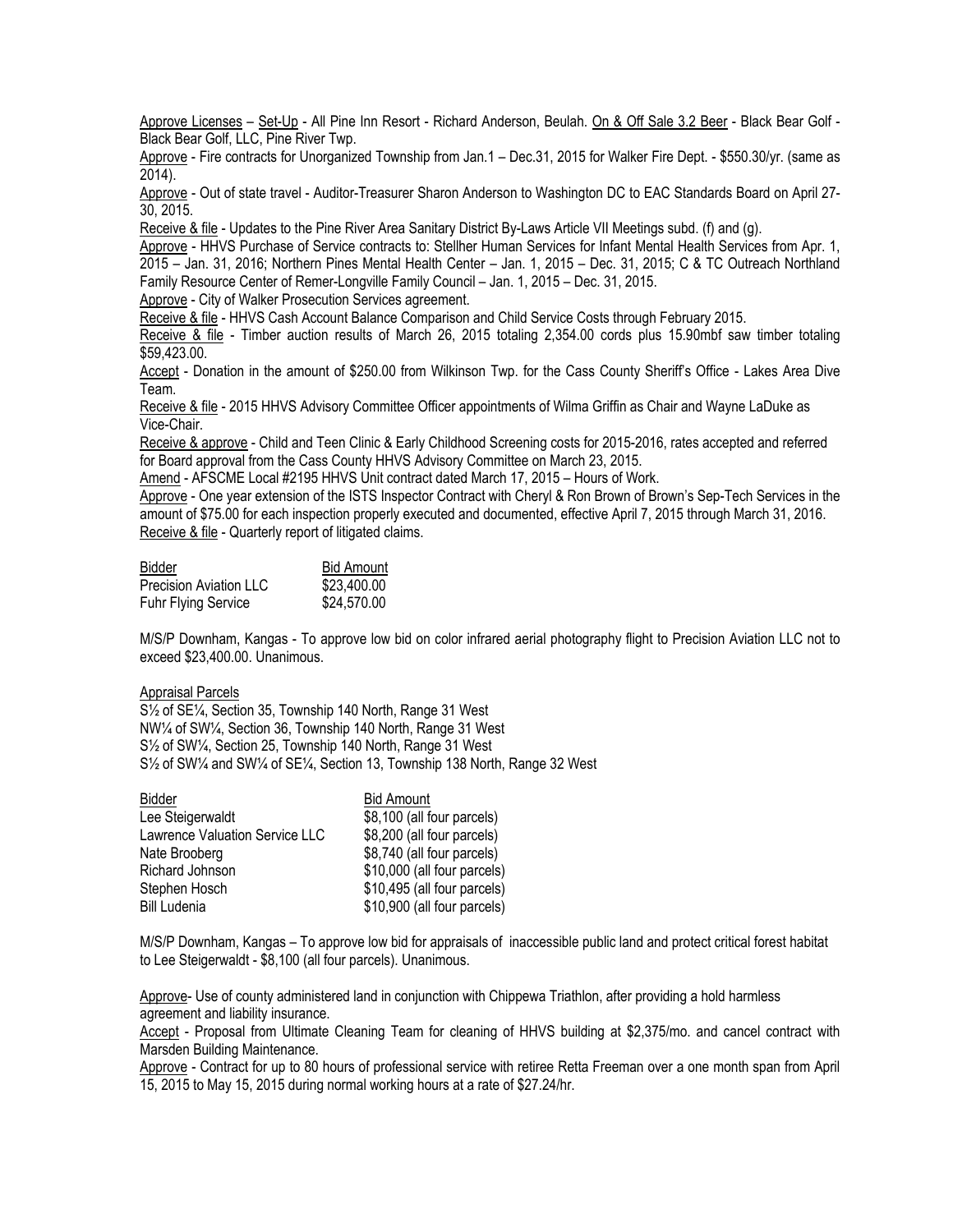Approve Licenses – Set-Up - All Pine Inn Resort - Richard Anderson, Beulah. On & Off Sale 3.2 Beer - Black Bear Golf - Black Bear Golf, LLC, Pine River Twp.

Approve - Fire contracts for Unorganized Township from Jan.1 – Dec.31, 2015 for Walker Fire Dept. - $550.30/yr. (same as 2014).

Approve - Out of state travel - Auditor-Treasurer Sharon Anderson to Washington DC to EAC Standards Board on April 27-30, 2015.

Receive & file - Updates to the Pine River Area Sanitary District By-Laws Article VII Meetings subd. (f) and (g).

Approve - HHVS Purchase of Service contracts to: Stellher Human Services for Infant Mental Health Services from Apr. 1, 2015 – Jan. 31, 2016; Northern Pines Mental Health Center – Jan. 1, 2015 – Dec. 31, 2015; C & TC Outreach Northland Family Resource Center of Remer-Longville Family Council – Jan. 1, 2015 – Dec. 31, 2015.

Approve - City of Walker Prosecution Services agreement.

Receive & file - HHVS Cash Account Balance Comparison and Child Service Costs through February 2015.

Receive & file - Timber auction results of March 26, 2015 totaling 2,354.00 cords plus 15.90mbf saw timber totaling $59,423.00.

Accept - Donation in the amount of $250.00 from Wilkinson Twp. for the Cass County Sheriff's Office - Lakes Area Dive Team.

Receive & file - 2015 HHVS Advisory Committee Officer appointments of Wilma Griffin as Chair and Wayne LaDuke as Vice-Chair.

Receive & approve - Child and Teen Clinic & Early Childhood Screening costs for 2015-2016, rates accepted and referred for Board approval from the Cass County HHVS Advisory Committee on March 23, 2015.

Amend - AFSCME Local #2195 HHVS Unit contract dated March 17, 2015 – Hours of Work.

Approve - One year extension of the ISTS Inspector Contract with Cheryl & Ron Brown of Brown's Sep-Tech Services in the amount of $75.00 for each inspection properly executed and documented, effective April 7, 2015 through March 31, 2016.

Receive & file - Quarterly report of litigated claims.

| Bidder | Bid Amount |
|---|---|
| Precision Aviation LLC | $23,400.00 |
| Fuhr Flying Service | $24,570.00 |

M/S/P Downham, Kangas - To approve low bid on color infrared aerial photography flight to Precision Aviation LLC not to exceed $23,400.00. Unanimous.

Appraisal Parcels

S½ of SE¼, Section 35, Township 140 North, Range 31 West
NW¼ of SW¼, Section 36, Township 140 North, Range 31 West
S½ of SW¼, Section 25, Township 140 North, Range 31 West
S½ of SW¼ and SW¼ of SE¼, Section 13, Township 138 North, Range 32 West

| Bidder | Bid Amount |
|---|---|
| Lee Steigerwaldt | $8,100 (all four parcels) |
| Lawrence Valuation Service LLC | $8,200 (all four parcels) |
| Nate Brooberg | $8,740 (all four parcels) |
| Richard Johnson | $10,000 (all four parcels) |
| Stephen Hosch | $10,495 (all four parcels) |
| Bill Ludenia | $10,900 (all four parcels) |

M/S/P Downham, Kangas – To approve low bid for appraisals of inaccessible public land and protect critical forest habitat to Lee Steigerwaldt - $8,100 (all four parcels). Unanimous.

Approve- Use of county administered land in conjunction with Chippewa Triathlon, after providing a hold harmless agreement and liability insurance.

Accept - Proposal from Ultimate Cleaning Team for cleaning of HHVS building at $2,375/mo. and cancel contract with Marsden Building Maintenance.

Approve - Contract for up to 80 hours of professional service with retiree Retta Freeman over a one month span from April 15, 2015 to May 15, 2015 during normal working hours at a rate of $27.24/hr.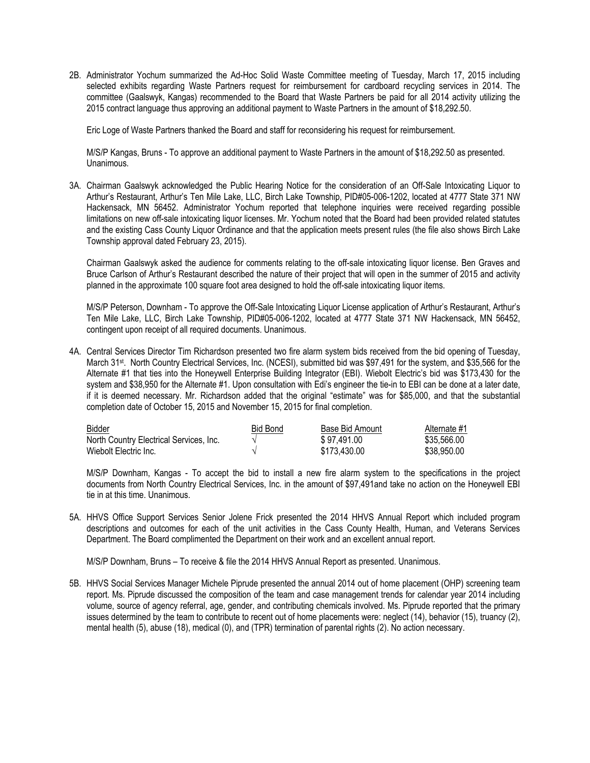2B. Administrator Yochum summarized the Ad-Hoc Solid Waste Committee meeting of Tuesday, March 17, 2015 including selected exhibits regarding Waste Partners request for reimbursement for cardboard recycling services in 2014. The committee (Gaalswyk, Kangas) recommended to the Board that Waste Partners be paid for all 2014 activity utilizing the 2015 contract language thus approving an additional payment to Waste Partners in the amount of $18,292.50.

Eric Loge of Waste Partners thanked the Board and staff for reconsidering his request for reimbursement.

M/S/P Kangas, Bruns - To approve an additional payment to Waste Partners in the amount of $18,292.50 as presented. Unanimous.

3A. Chairman Gaalswyk acknowledged the Public Hearing Notice for the consideration of an Off-Sale Intoxicating Liquor to Arthur's Restaurant, Arthur's Ten Mile Lake, LLC, Birch Lake Township, PID#05-006-1202, located at 4777 State 371 NW Hackensack, MN 56452. Administrator Yochum reported that telephone inquiries were received regarding possible limitations on new off-sale intoxicating liquor licenses. Mr. Yochum noted that the Board had been provided related statutes and the existing Cass County Liquor Ordinance and that the application meets present rules (the file also shows Birch Lake Township approval dated February 23, 2015).

Chairman Gaalswyk asked the audience for comments relating to the off-sale intoxicating liquor license. Ben Graves and Bruce Carlson of Arthur's Restaurant described the nature of their project that will open in the summer of 2015 and activity planned in the approximate 100 square foot area designed to hold the off-sale intoxicating liquor items.

M/S/P Peterson, Downham - To approve the Off-Sale Intoxicating Liquor License application of Arthur's Restaurant, Arthur's Ten Mile Lake, LLC, Birch Lake Township, PID#05-006-1202, located at 4777 State 371 NW Hackensack, MN 56452, contingent upon receipt of all required documents. Unanimous.

4A. Central Services Director Tim Richardson presented two fire alarm system bids received from the bid opening of Tuesday, March 31st. North Country Electrical Services, Inc. (NCESI), submitted bid was $97,491 for the system, and $35,566 for the Alternate #1 that ties into the Honeywell Enterprise Building Integrator (EBI). Wiebolt Electric's bid was $173,430 for the system and $38,950 for the Alternate #1. Upon consultation with Edi's engineer the tie-in to EBI can be done at a later date, if it is deemed necessary. Mr. Richardson added that the original "estimate" was for $85,000, and that the substantial completion date of October 15, 2015 and November 15, 2015 for final completion.

| Bidder | Bid Bond | Base Bid Amount | Alternate #1 |
|---|---|---|---|
| North Country Electrical Services, Inc. | √ | $ 97,491.00 | $35,566.00 |
| Wiebolt Electric Inc. | √ | $173,430.00 | $38,950.00 |

M/S/P Downham, Kangas - To accept the bid to install a new fire alarm system to the specifications in the project documents from North Country Electrical Services, Inc. in the amount of $97,491and take no action on the Honeywell EBI tie in at this time. Unanimous.

5A. HHVS Office Support Services Senior Jolene Frick presented the 2014 HHVS Annual Report which included program descriptions and outcomes for each of the unit activities in the Cass County Health, Human, and Veterans Services Department. The Board complimented the Department on their work and an excellent annual report.

M/S/P Downham, Bruns – To receive & file the 2014 HHVS Annual Report as presented. Unanimous.

5B. HHVS Social Services Manager Michele Piprude presented the annual 2014 out of home placement (OHP) screening team report. Ms. Piprude discussed the composition of the team and case management trends for calendar year 2014 including volume, source of agency referral, age, gender, and contributing chemicals involved. Ms. Piprude reported that the primary issues determined by the team to contribute to recent out of home placements were: neglect (14), behavior (15), truancy (2), mental health (5), abuse (18), medical (0), and (TPR) termination of parental rights (2). No action necessary.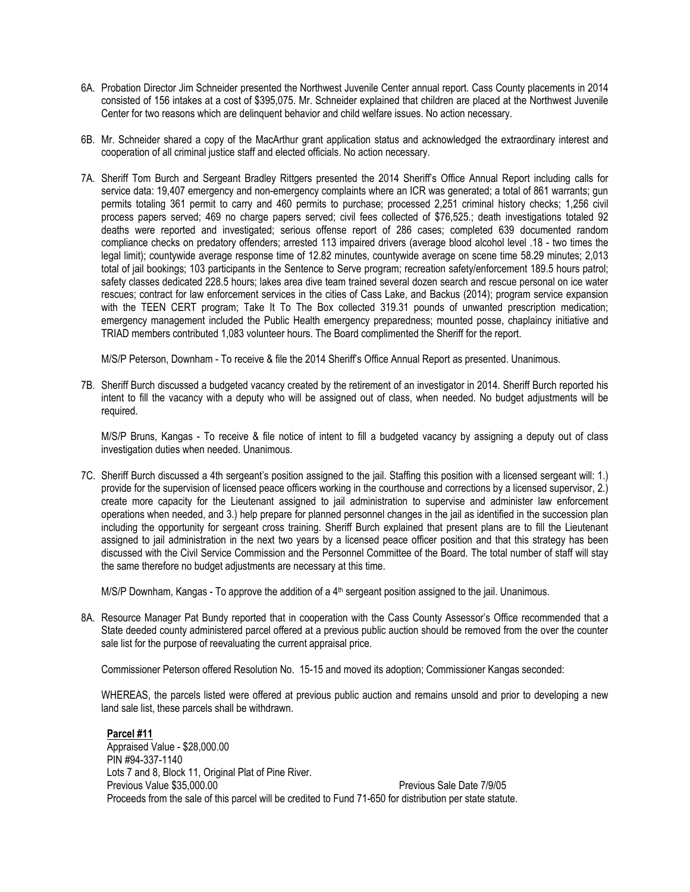6A. Probation Director Jim Schneider presented the Northwest Juvenile Center annual report. Cass County placements in 2014 consisted of 156 intakes at a cost of $395,075. Mr. Schneider explained that children are placed at the Northwest Juvenile Center for two reasons which are delinquent behavior and child welfare issues. No action necessary.

6B. Mr. Schneider shared a copy of the MacArthur grant application status and acknowledged the extraordinary interest and cooperation of all criminal justice staff and elected officials. No action necessary.

7A. Sheriff Tom Burch and Sergeant Bradley Rittgers presented the 2014 Sheriff's Office Annual Report including calls for service data: 19,407 emergency and non-emergency complaints where an ICR was generated; a total of 861 warrants; gun permits totaling 361 permit to carry and 460 permits to purchase; processed 2,251 criminal history checks; 1,256 civil process papers served; 469 no charge papers served; civil fees collected of $76,525.; death investigations totaled 92 deaths were reported and investigated; serious offense report of 286 cases; completed 639 documented random compliance checks on predatory offenders; arrested 113 impaired drivers (average blood alcohol level .18 - two times the legal limit); countywide average response time of 12.82 minutes, countywide average on scene time 58.29 minutes; 2,013 total of jail bookings; 103 participants in the Sentence to Serve program; recreation safety/enforcement 189.5 hours patrol; safety classes dedicated 228.5 hours; lakes area dive team trained several dozen search and rescue personal on ice water rescues; contract for law enforcement services in the cities of Cass Lake, and Backus (2014); program service expansion with the TEEN CERT program; Take It To The Box collected 319.31 pounds of unwanted prescription medication; emergency management included the Public Health emergency preparedness; mounted posse, chaplaincy initiative and TRIAD members contributed 1,083 volunteer hours. The Board complimented the Sheriff for the report.

M/S/P Peterson, Downham - To receive & file the 2014 Sheriff's Office Annual Report as presented. Unanimous.

7B. Sheriff Burch discussed a budgeted vacancy created by the retirement of an investigator in 2014. Sheriff Burch reported his intent to fill the vacancy with a deputy who will be assigned out of class, when needed. No budget adjustments will be required.

M/S/P Bruns, Kangas - To receive & file notice of intent to fill a budgeted vacancy by assigning a deputy out of class investigation duties when needed. Unanimous.

7C. Sheriff Burch discussed a 4th sergeant's position assigned to the jail. Staffing this position with a licensed sergeant will: 1.) provide for the supervision of licensed peace officers working in the courthouse and corrections by a licensed supervisor, 2.) create more capacity for the Lieutenant assigned to jail administration to supervise and administer law enforcement operations when needed, and 3.) help prepare for planned personnel changes in the jail as identified in the succession plan including the opportunity for sergeant cross training. Sheriff Burch explained that present plans are to fill the Lieutenant assigned to jail administration in the next two years by a licensed peace officer position and that this strategy has been discussed with the Civil Service Commission and the Personnel Committee of the Board. The total number of staff will stay the same therefore no budget adjustments are necessary at this time.

M/S/P Downham, Kangas - To approve the addition of a 4th sergeant position assigned to the jail. Unanimous.

8A. Resource Manager Pat Bundy reported that in cooperation with the Cass County Assessor's Office recommended that a State deeded county administered parcel offered at a previous public auction should be removed from the over the counter sale list for the purpose of reevaluating the current appraisal price.

Commissioner Peterson offered Resolution No. 15-15 and moved its adoption; Commissioner Kangas seconded:

WHEREAS, the parcels listed were offered at previous public auction and remains unsold and prior to developing a new land sale list, these parcels shall be withdrawn.

**Parcel #11**
Appraised Value - $28,000.00
PIN #94-337-1140
Lots 7 and 8, Block 11, Original Plat of Pine River.
Previous Value $35,000.00 Previous Sale Date 7/9/05
Proceeds from the sale of this parcel will be credited to Fund 71-650 for distribution per state statute.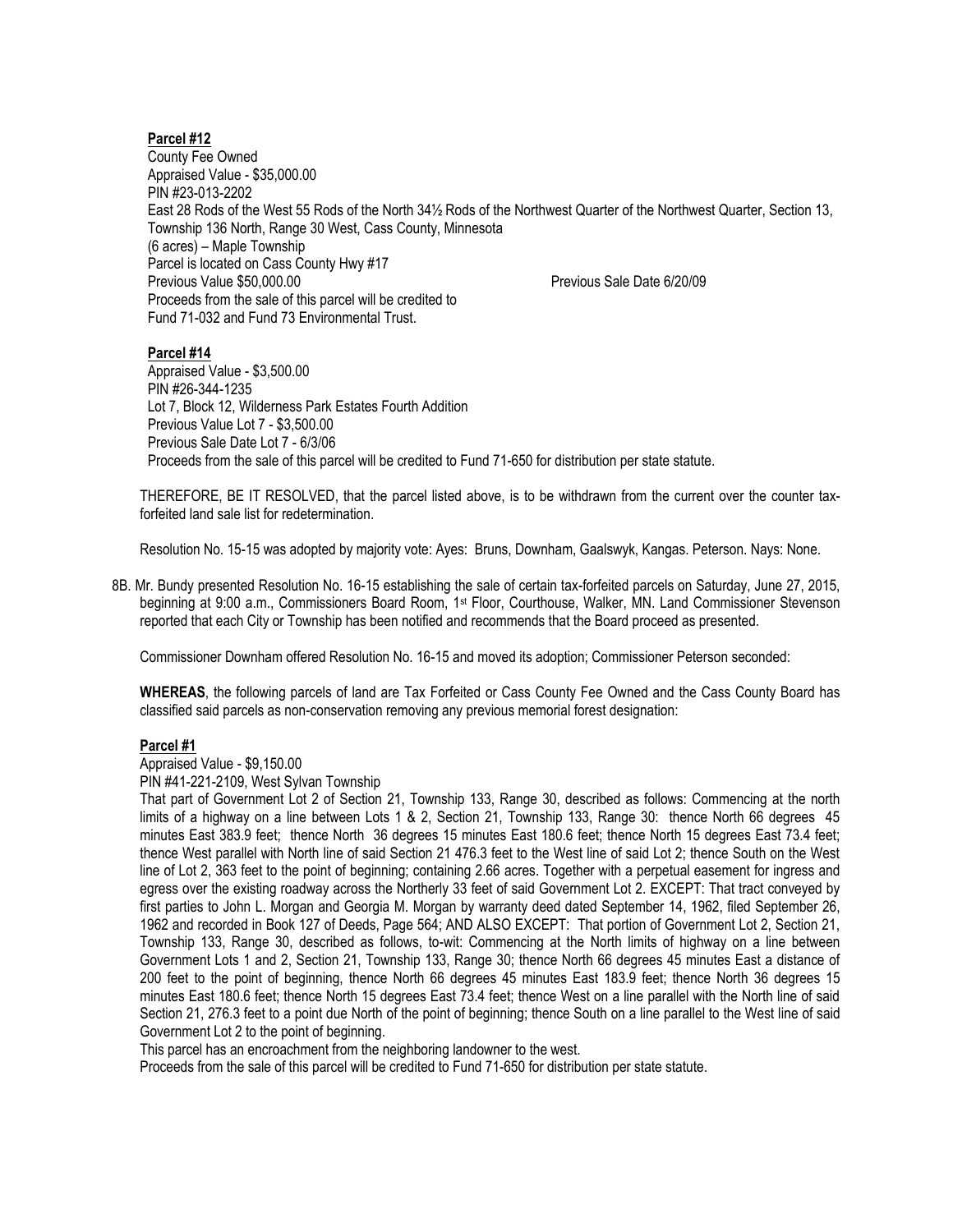**Parcel #12**

County Fee Owned
Appraised Value - $35,000.00
PIN #23-013-2202
East 28 Rods of the West 55 Rods of the North 34½ Rods of the Northwest Quarter of the Northwest Quarter, Section 13, Township 136 North, Range 30 West, Cass County, Minnesota
(6 acres) – Maple Township
Parcel is located on Cass County Hwy #17
Previous Value $50,000.00 Previous Sale Date 6/20/09
Proceeds from the sale of this parcel will be credited to Fund 71-032 and Fund 73 Environmental Trust.

**Parcel #14**

Appraised Value - $3,500.00
PIN #26-344-1235
Lot 7, Block 12, Wilderness Park Estates Fourth Addition
Previous Value Lot 7 - $3,500.00
Previous Sale Date Lot 7 - 6/3/06
Proceeds from the sale of this parcel will be credited to Fund 71-650 for distribution per state statute.

THEREFORE, BE IT RESOLVED, that the parcel listed above, is to be withdrawn from the current over the counter tax-forfeited land sale list for redetermination.

Resolution No. 15-15 was adopted by majority vote: Ayes: Bruns, Downham, Gaalswyk, Kangas. Peterson. Nays: None.

8B. Mr. Bundy presented Resolution No. 16-15 establishing the sale of certain tax-forfeited parcels on Saturday, June 27, 2015, beginning at 9:00 a.m., Commissioners Board Room, 1st Floor, Courthouse, Walker, MN. Land Commissioner Stevenson reported that each City or Township has been notified and recommends that the Board proceed as presented.

Commissioner Downham offered Resolution No. 16-15 and moved its adoption; Commissioner Peterson seconded:

**WHEREAS**, the following parcels of land are Tax Forfeited or Cass County Fee Owned and the Cass County Board has classified said parcels as non-conservation removing any previous memorial forest designation:

**Parcel #1**

Appraised Value - $9,150.00
PIN #41-221-2109, West Sylvan Township
That part of Government Lot 2 of Section 21, Township 133, Range 30, described as follows: Commencing at the north limits of a highway on a line between Lots 1 & 2, Section 21, Township 133, Range 30: thence North 66 degrees 45 minutes East 383.9 feet; thence North 36 degrees 15 minutes East 180.6 feet; thence North 15 degrees East 73.4 feet; thence West parallel with North line of said Section 21 476.3 feet to the West line of said Lot 2; thence South on the West line of Lot 2, 363 feet to the point of beginning; containing 2.66 acres. Together with a perpetual easement for ingress and egress over the existing roadway across the Northerly 33 feet of said Government Lot 2. EXCEPT: That tract conveyed by first parties to John L. Morgan and Georgia M. Morgan by warranty deed dated September 14, 1962, filed September 26, 1962 and recorded in Book 127 of Deeds, Page 564; AND ALSO EXCEPT: That portion of Government Lot 2, Section 21, Township 133, Range 30, described as follows, to-wit: Commencing at the North limits of highway on a line between Government Lots 1 and 2, Section 21, Township 133, Range 30; thence North 66 degrees 45 minutes East a distance of 200 feet to the point of beginning, thence North 66 degrees 45 minutes East 183.9 feet; thence North 36 degrees 15 minutes East 180.6 feet; thence North 15 degrees East 73.4 feet; thence West on a line parallel with the North line of said Section 21, 276.3 feet to a point due North of the point of beginning; thence South on a line parallel to the West line of said Government Lot 2 to the point of beginning.
This parcel has an encroachment from the neighboring landowner to the west.
Proceeds from the sale of this parcel will be credited to Fund 71-650 for distribution per state statute.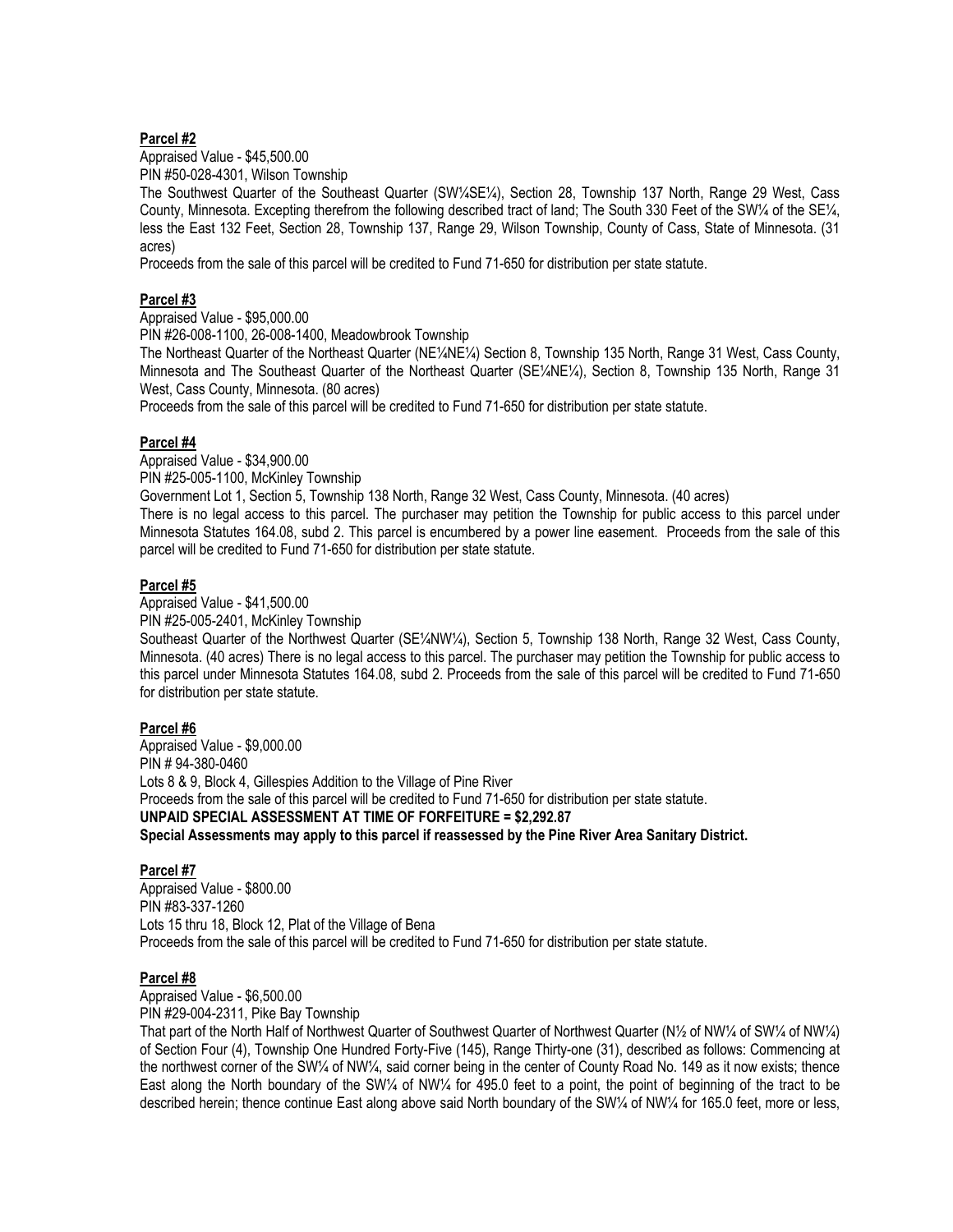**Parcel #2**

Appraised Value - $45,500.00

PIN #50-028-4301, Wilson Township

The Southwest Quarter of the Southeast Quarter (SW¼SE¼), Section 28, Township 137 North, Range 29 West, Cass County, Minnesota. Excepting therefrom the following described tract of land; The South 330 Feet of the SW¼ of the SE¼, less the East 132 Feet, Section 28, Township 137, Range 29, Wilson Township, County of Cass, State of Minnesota. (31 acres)

Proceeds from the sale of this parcel will be credited to Fund 71-650 for distribution per state statute.

**Parcel #3**

Appraised Value - $95,000.00

PIN #26-008-1100, 26-008-1400, Meadowbrook Township

The Northeast Quarter of the Northeast Quarter (NE¼NE¼) Section 8, Township 135 North, Range 31 West, Cass County, Minnesota and The Southeast Quarter of the Northeast Quarter (SE¼NE¼), Section 8, Township 135 North, Range 31 West, Cass County, Minnesota. (80 acres)

Proceeds from the sale of this parcel will be credited to Fund 71-650 for distribution per state statute.

**Parcel #4**

Appraised Value - $34,900.00

PIN #25-005-1100, McKinley Township

Government Lot 1, Section 5, Township 138 North, Range 32 West, Cass County, Minnesota. (40 acres)

There is no legal access to this parcel. The purchaser may petition the Township for public access to this parcel under Minnesota Statutes 164.08, subd 2. This parcel is encumbered by a power line easement. Proceeds from the sale of this parcel will be credited to Fund 71-650 for distribution per state statute.

**Parcel #5**

Appraised Value - $41,500.00

PIN #25-005-2401, McKinley Township

Southeast Quarter of the Northwest Quarter (SE¼NW¼), Section 5, Township 138 North, Range 32 West, Cass County, Minnesota. (40 acres) There is no legal access to this parcel. The purchaser may petition the Township for public access to this parcel under Minnesota Statutes 164.08, subd 2. Proceeds from the sale of this parcel will be credited to Fund 71-650 for distribution per state statute.

**Parcel #6**

Appraised Value - $9,000.00

PIN # 94-380-0460

Lots 8 & 9, Block 4, Gillespies Addition to the Village of Pine River

Proceeds from the sale of this parcel will be credited to Fund 71-650 for distribution per state statute.

**UNPAID SPECIAL ASSESSMENT AT TIME OF FORFEITURE = $2,292.87**

**Special Assessments may apply to this parcel if reassessed by the Pine River Area Sanitary District.**

**Parcel #7**

Appraised Value - $800.00

PIN #83-337-1260

Lots 15 thru 18, Block 12, Plat of the Village of Bena

Proceeds from the sale of this parcel will be credited to Fund 71-650 for distribution per state statute.

**Parcel #8**

Appraised Value - $6,500.00

PIN #29-004-2311, Pike Bay Township

That part of the North Half of Northwest Quarter of Southwest Quarter of Northwest Quarter (N½ of NW¼ of SW¼ of NW¼) of Section Four (4), Township One Hundred Forty-Five (145), Range Thirty-one (31), described as follows: Commencing at the northwest corner of the SW¼ of NW¼, said corner being in the center of County Road No. 149 as it now exists; thence East along the North boundary of the SW¼ of NW¼ for 495.0 feet to a point, the point of beginning of the tract to be described herein; thence continue East along above said North boundary of the SW¼ of NW¼ for 165.0 feet, more or less,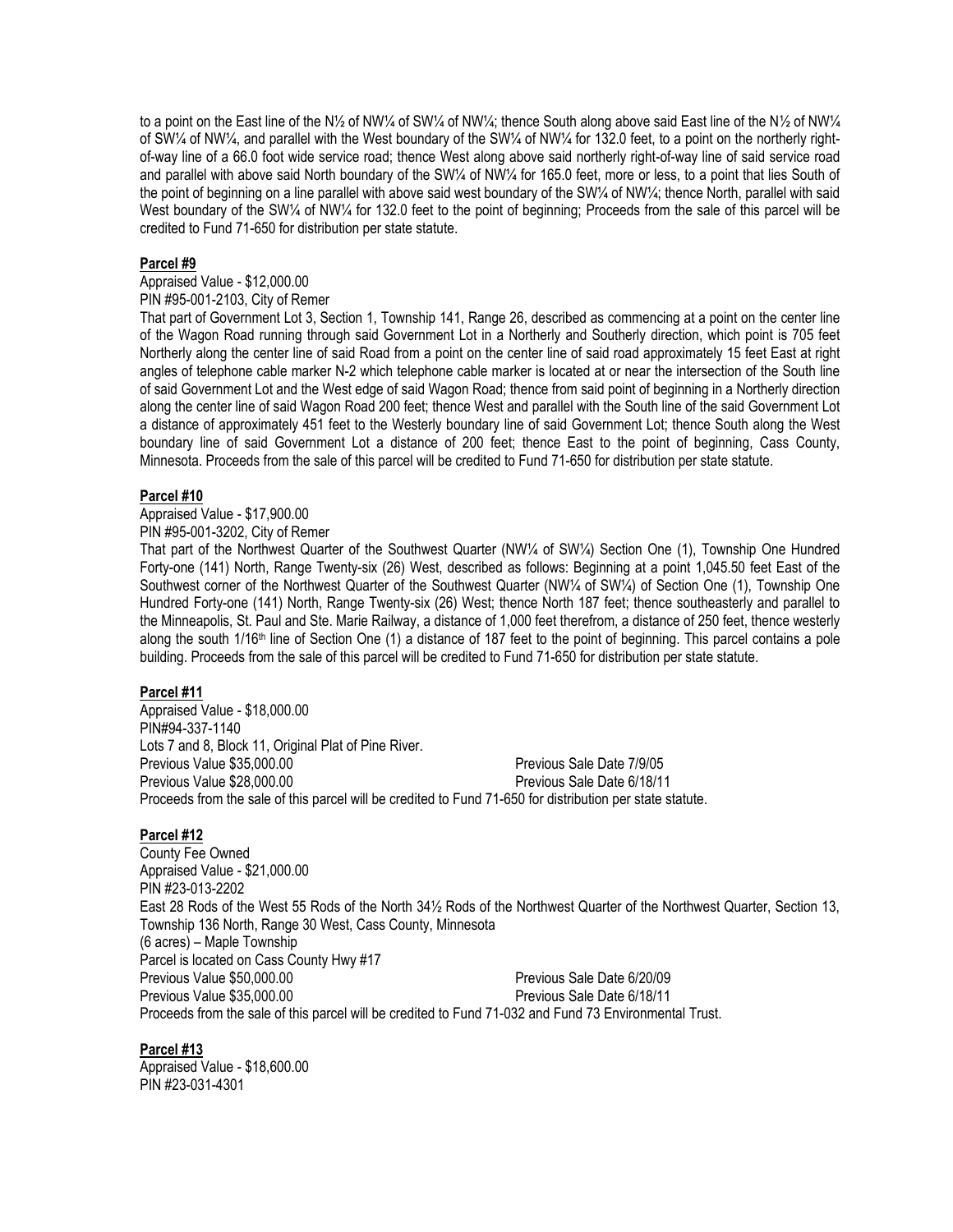to a point on the East line of the N½ of NW¼ of SW¼ of NW¼; thence South along above said East line of the N½ of NW¼ of SW¼ of NW¼, and parallel with the West boundary of the SW¼ of NW¼ for 132.0 feet, to a point on the northerly right-of-way line of a 66.0 foot wide service road; thence West along above said northerly right-of-way line of said service road and parallel with above said North boundary of the SW¼ of NW¼ for 165.0 feet, more or less, to a point that lies South of the point of beginning on a line parallel with above said west boundary of the SW¼ of NW¼; thence North, parallel with said West boundary of the SW¼ of NW¼ for 132.0 feet to the point of beginning; Proceeds from the sale of this parcel will be credited to Fund 71-650 for distribution per state statute.

**Parcel #9**

Appraised Value - $12,000.00
PIN #95-001-2103, City of Remer
That part of Government Lot 3, Section 1, Township 141, Range 26, described as commencing at a point on the center line of the Wagon Road running through said Government Lot in a Northerly and Southerly direction, which point is 705 feet Northerly along the center line of said Road from a point on the center line of said road approximately 15 feet East at right angles of telephone cable marker N-2 which telephone cable marker is located at or near the intersection of the South line of said Government Lot and the West edge of said Wagon Road; thence from said point of beginning in a Northerly direction along the center line of said Wagon Road 200 feet; thence West and parallel with the South line of the said Government Lot a distance of approximately 451 feet to the Westerly boundary line of said Government Lot; thence South along the West boundary line of said Government Lot a distance of 200 feet; thence East to the point of beginning, Cass County, Minnesota. Proceeds from the sale of this parcel will be credited to Fund 71-650 for distribution per state statute.

**Parcel #10**

Appraised Value - $17,900.00
PIN #95-001-3202, City of Remer
That part of the Northwest Quarter of the Southwest Quarter (NW¼ of SW¼) Section One (1), Township One Hundred Forty-one (141) North, Range Twenty-six (26) West, described as follows: Beginning at a point 1,045.50 feet East of the Southwest corner of the Northwest Quarter of the Southwest Quarter (NW¼ of SW¼) of Section One (1), Township One Hundred Forty-one (141) North, Range Twenty-six (26) West; thence North 187 feet; thence southeasterly and parallel to the Minneapolis, St. Paul and Ste. Marie Railway, a distance of 1,000 feet therefrom, a distance of 250 feet, thence westerly along the south 1/16th line of Section One (1) a distance of 187 feet to the point of beginning. This parcel contains a pole building. Proceeds from the sale of this parcel will be credited to Fund 71-650 for distribution per state statute.

**Parcel #11**

Appraised Value - $18,000.00
PIN#94-337-1140
Lots 7 and 8, Block 11, Original Plat of Pine River.
Previous Value $35,000.00 Previous Sale Date 7/9/05
Previous Value $28,000.00 Previous Sale Date 6/18/11
Proceeds from the sale of this parcel will be credited to Fund 71-650 for distribution per state statute.

**Parcel #12**

County Fee Owned
Appraised Value - $21,000.00
PIN #23-013-2202
East 28 Rods of the West 55 Rods of the North 34½ Rods of the Northwest Quarter of the Northwest Quarter, Section 13, Township 136 North, Range 30 West, Cass County, Minnesota
(6 acres) – Maple Township
Parcel is located on Cass County Hwy #17
Previous Value $50,000.00 Previous Sale Date 6/20/09
Previous Value $35,000.00 Previous Sale Date 6/18/11
Proceeds from the sale of this parcel will be credited to Fund 71-032 and Fund 73 Environmental Trust.

**Parcel #13**

Appraised Value - $18,600.00
PIN #23-031-4301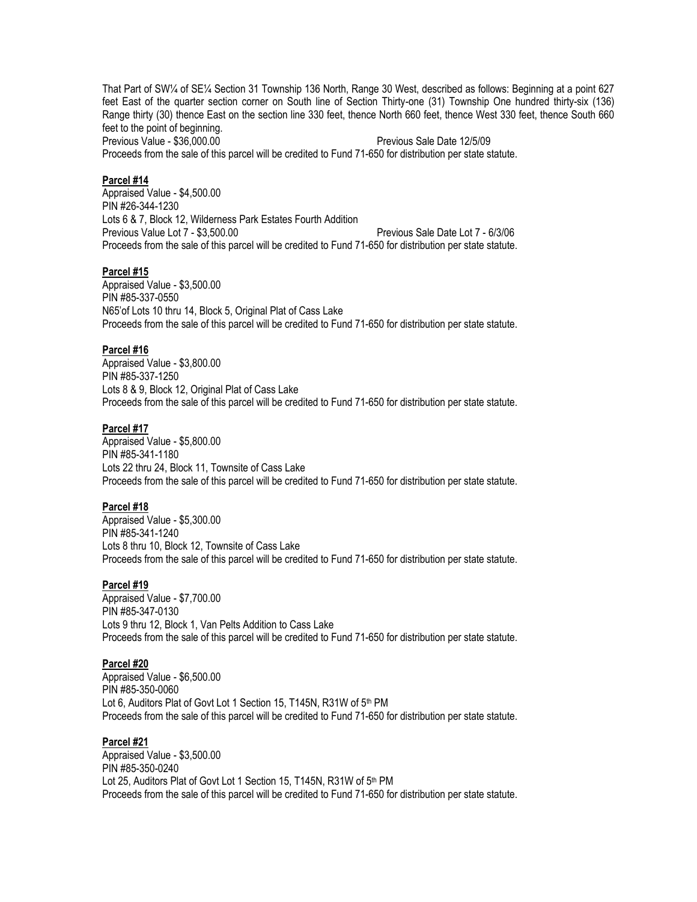That Part of SW¼ of SE¼ Section 31 Township 136 North, Range 30 West, described as follows: Beginning at a point 627 feet East of the quarter section corner on South line of Section Thirty-one (31) Township One hundred thirty-six (136) Range thirty (30) thence East on the section line 330 feet, thence North 660 feet, thence West 330 feet, thence South 660 feet to the point of beginning.
Previous Value - $36,000.00 Previous Sale Date 12/5/09
Proceeds from the sale of this parcel will be credited to Fund 71-650 for distribution per state statute.

**Parcel #14**
Appraised Value - $4,500.00
PIN #26-344-1230
Lots 6 & 7, Block 12, Wilderness Park Estates Fourth Addition
Previous Value Lot 7 - $3,500.00 Previous Sale Date Lot 7 - 6/3/06
Proceeds from the sale of this parcel will be credited to Fund 71-650 for distribution per state statute.

**Parcel #15**
Appraised Value - $3,500.00
PIN #85-337-0550
N65'of Lots 10 thru 14, Block 5, Original Plat of Cass Lake
Proceeds from the sale of this parcel will be credited to Fund 71-650 for distribution per state statute.

**Parcel #16**
Appraised Value - $3,800.00
PIN #85-337-1250
Lots 8 & 9, Block 12, Original Plat of Cass Lake
Proceeds from the sale of this parcel will be credited to Fund 71-650 for distribution per state statute.

**Parcel #17**
Appraised Value - $5,800.00
PIN #85-341-1180
Lots 22 thru 24, Block 11, Townsite of Cass Lake
Proceeds from the sale of this parcel will be credited to Fund 71-650 for distribution per state statute.

**Parcel #18**
Appraised Value - $5,300.00
PIN #85-341-1240
Lots 8 thru 10, Block 12, Townsite of Cass Lake
Proceeds from the sale of this parcel will be credited to Fund 71-650 for distribution per state statute.

**Parcel #19**
Appraised Value - $7,700.00
PIN #85-347-0130
Lots 9 thru 12, Block 1, Van Pelts Addition to Cass Lake
Proceeds from the sale of this parcel will be credited to Fund 71-650 for distribution per state statute.

**Parcel #20**
Appraised Value - $6,500.00
PIN #85-350-0060
Lot 6, Auditors Plat of Govt Lot 1 Section 15, T145N, R31W of 5th PM
Proceeds from the sale of this parcel will be credited to Fund 71-650 for distribution per state statute.

**Parcel #21**
Appraised Value - $3,500.00
PIN #85-350-0240
Lot 25, Auditors Plat of Govt Lot 1 Section 15, T145N, R31W of 5th PM
Proceeds from the sale of this parcel will be credited to Fund 71-650 for distribution per state statute.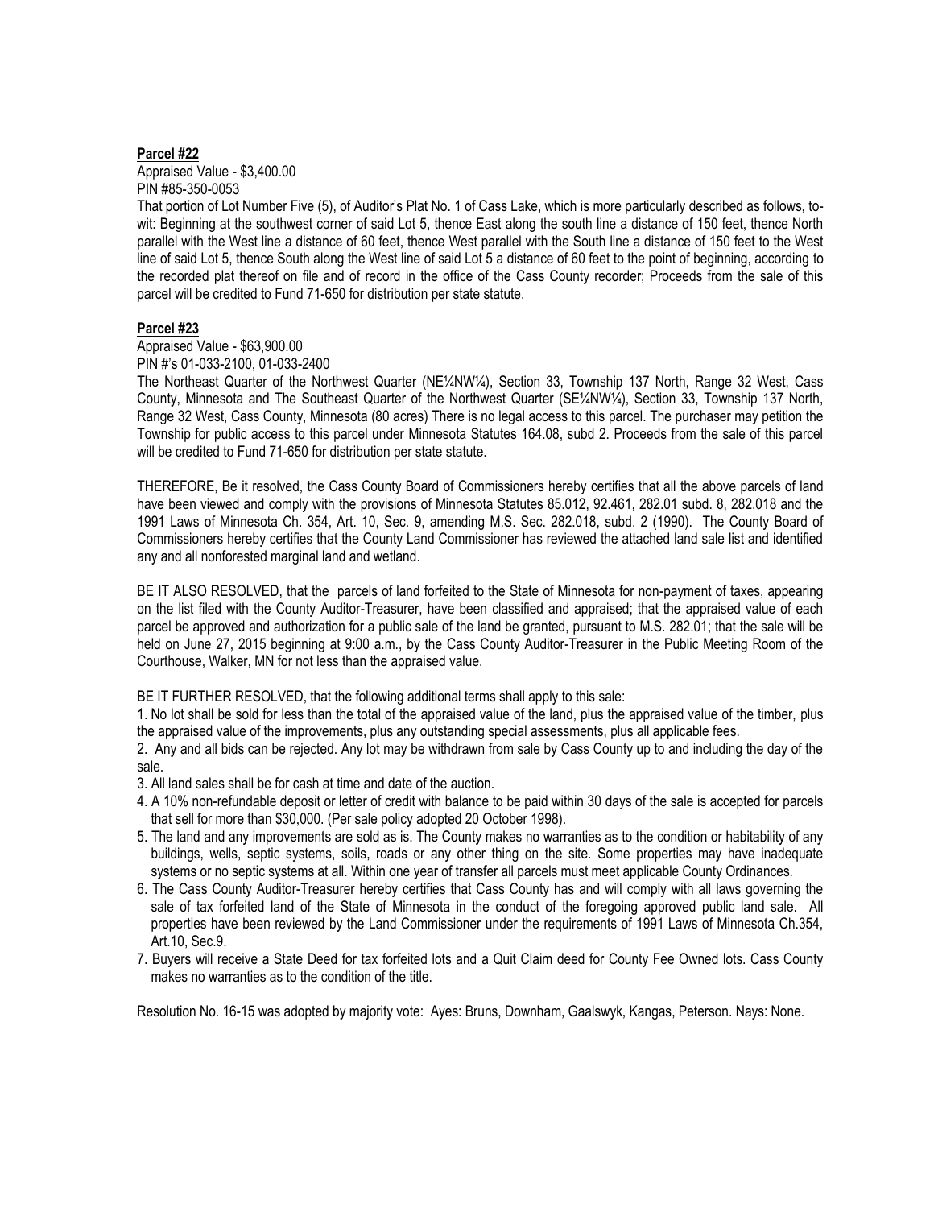**Parcel #22**

Appraised Value - $3,400.00
PIN #85-350-0053

That portion of Lot Number Five (5), of Auditor's Plat No. 1 of Cass Lake, which is more particularly described as follows, to-wit: Beginning at the southwest corner of said Lot 5, thence East along the south line a distance of 150 feet, thence North parallel with the West line a distance of 60 feet, thence West parallel with the South line a distance of 150 feet to the West line of said Lot 5, thence South along the West line of said Lot 5 a distance of 60 feet to the point of beginning, according to the recorded plat thereof on file and of record in the office of the Cass County recorder; Proceeds from the sale of this parcel will be credited to Fund 71-650 for distribution per state statute.

**Parcel #23**

Appraised Value - $63,900.00
PIN #'s 01-033-2100, 01-033-2400

The Northeast Quarter of the Northwest Quarter (NE¼NW¼), Section 33, Township 137 North, Range 32 West, Cass County, Minnesota and The Southeast Quarter of the Northwest Quarter (SE¼NW¼), Section 33, Township 137 North, Range 32 West, Cass County, Minnesota (80 acres) There is no legal access to this parcel. The purchaser may petition the Township for public access to this parcel under Minnesota Statutes 164.08, subd 2. Proceeds from the sale of this parcel will be credited to Fund 71-650 for distribution per state statute.

THEREFORE, Be it resolved, the Cass County Board of Commissioners hereby certifies that all the above parcels of land have been viewed and comply with the provisions of Minnesota Statutes 85.012, 92.461, 282.01 subd. 8, 282.018 and the 1991 Laws of Minnesota Ch. 354, Art. 10, Sec. 9, amending M.S. Sec. 282.018, subd. 2 (1990). The County Board of Commissioners hereby certifies that the County Land Commissioner has reviewed the attached land sale list and identified any and all nonforested marginal land and wetland.

BE IT ALSO RESOLVED, that the parcels of land forfeited to the State of Minnesota for non-payment of taxes, appearing on the list filed with the County Auditor-Treasurer, have been classified and appraised; that the appraised value of each parcel be approved and authorization for a public sale of the land be granted, pursuant to M.S. 282.01; that the sale will be held on June 27, 2015 beginning at 9:00 a.m., by the Cass County Auditor-Treasurer in the Public Meeting Room of the Courthouse, Walker, MN for not less than the appraised value.

BE IT FURTHER RESOLVED, that the following additional terms shall apply to this sale:

1. No lot shall be sold for less than the total of the appraised value of the land, plus the appraised value of the timber, plus the appraised value of the improvements, plus any outstanding special assessments, plus all applicable fees.
2. Any and all bids can be rejected. Any lot may be withdrawn from sale by Cass County up to and including the day of the sale.
3. All land sales shall be for cash at time and date of the auction.
4. A 10% non-refundable deposit or letter of credit with balance to be paid within 30 days of the sale is accepted for parcels that sell for more than $30,000. (Per sale policy adopted 20 October 1998).
5. The land and any improvements are sold as is. The County makes no warranties as to the condition or habitability of any buildings, wells, septic systems, soils, roads or any other thing on the site. Some properties may have inadequate systems or no septic systems at all. Within one year of transfer all parcels must meet applicable County Ordinances.
6. The Cass County Auditor-Treasurer hereby certifies that Cass County has and will comply with all laws governing the sale of tax forfeited land of the State of Minnesota in the conduct of the foregoing approved public land sale. All properties have been reviewed by the Land Commissioner under the requirements of 1991 Laws of Minnesota Ch.354, Art.10, Sec.9.
7. Buyers will receive a State Deed for tax forfeited lots and a Quit Claim deed for County Fee Owned lots. Cass County makes no warranties as to the condition of the title.

Resolution No. 16-15 was adopted by majority vote: Ayes: Bruns, Downham, Gaalswyk, Kangas, Peterson. Nays: None.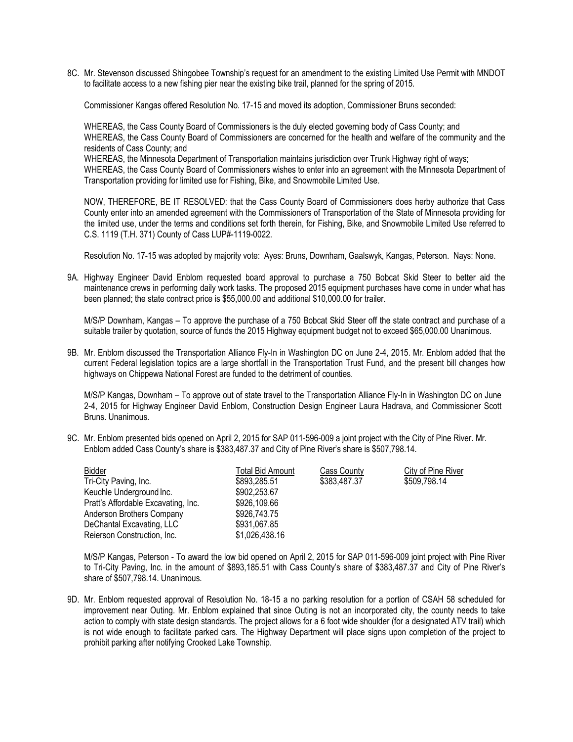8C. Mr. Stevenson discussed Shingobee Township's request for an amendment to the existing Limited Use Permit with MNDOT to facilitate access to a new fishing pier near the existing bike trail, planned for the spring of 2015.

Commissioner Kangas offered Resolution No. 17-15 and moved its adoption, Commissioner Bruns seconded:

WHEREAS, the Cass County Board of Commissioners is the duly elected governing body of Cass County; and
WHEREAS, the Cass County Board of Commissioners are concerned for the health and welfare of the community and the residents of Cass County; and
WHEREAS, the Minnesota Department of Transportation maintains jurisdiction over Trunk Highway right of ways;
WHEREAS, the Cass County Board of Commissioners wishes to enter into an agreement with the Minnesota Department of Transportation providing for limited use for Fishing, Bike, and Snowmobile Limited Use.

NOW, THEREFORE, BE IT RESOLVED: that the Cass County Board of Commissioners does herby authorize that Cass County enter into an amended agreement with the Commissioners of Transportation of the State of Minnesota providing for the limited use, under the terms and conditions set forth therein, for Fishing, Bike, and Snowmobile Limited Use referred to C.S. 1119 (T.H. 371) County of Cass LUP#-1119-0022.

Resolution No. 17-15 was adopted by majority vote: Ayes: Bruns, Downham, Gaalswyk, Kangas, Peterson. Nays: None.

9A. Highway Engineer David Enblom requested board approval to purchase a 750 Bobcat Skid Steer to better aid the maintenance crews in performing daily work tasks. The proposed 2015 equipment purchases have come in under what has been planned; the state contract price is $55,000.00 and additional $10,000.00 for trailer.

M/S/P Downham, Kangas – To approve the purchase of a 750 Bobcat Skid Steer off the state contract and purchase of a suitable trailer by quotation, source of funds the 2015 Highway equipment budget not to exceed $65,000.00 Unanimous.

9B. Mr. Enblom discussed the Transportation Alliance Fly-In in Washington DC on June 2-4, 2015. Mr. Enblom added that the current Federal legislation topics are a large shortfall in the Transportation Trust Fund, and the present bill changes how highways on Chippewa National Forest are funded to the detriment of counties.

M/S/P Kangas, Downham – To approve out of state travel to the Transportation Alliance Fly-In in Washington DC on June 2-4, 2015 for Highway Engineer David Enblom, Construction Design Engineer Laura Hadrava, and Commissioner Scott Bruns. Unanimous.

9C. Mr. Enblom presented bids opened on April 2, 2015 for SAP 011-596-009 a joint project with the City of Pine River. Mr. Enblom added Cass County's share is $383,487.37 and City of Pine River's share is $507,798.14.

| Bidder | Total Bid Amount | Cass County | City of Pine River |
|---|---|---|---|
| Tri-City Paving, Inc. | $893,285.51 | $383,487.37 | $509,798.14 |
| Keuchle Underground Inc. | $902,253.67 | | |
| Pratt's Affordable Excavating, Inc. | $926,109.66 | | |
| Anderson Brothers Company | $926,743.75 | | |
| DeChantal Excavating, LLC | $931,067.85 | | |
| Reierson Construction, Inc. | $1,026,438.16 | | |

M/S/P Kangas, Peterson - To award the low bid opened on April 2, 2015 for SAP 011-596-009 joint project with Pine River to Tri-City Paving, Inc. in the amount of $893,185.51 with Cass County's share of $383,487.37 and City of Pine River's share of $507,798.14. Unanimous.

9D. Mr. Enblom requested approval of Resolution No. 18-15 a no parking resolution for a portion of CSAH 58 scheduled for improvement near Outing. Mr. Enblom explained that since Outing is not an incorporated city, the county needs to take action to comply with state design standards. The project allows for a 6 foot wide shoulder (for a designated ATV trail) which is not wide enough to facilitate parked cars. The Highway Department will place signs upon completion of the project to prohibit parking after notifying Crooked Lake Township.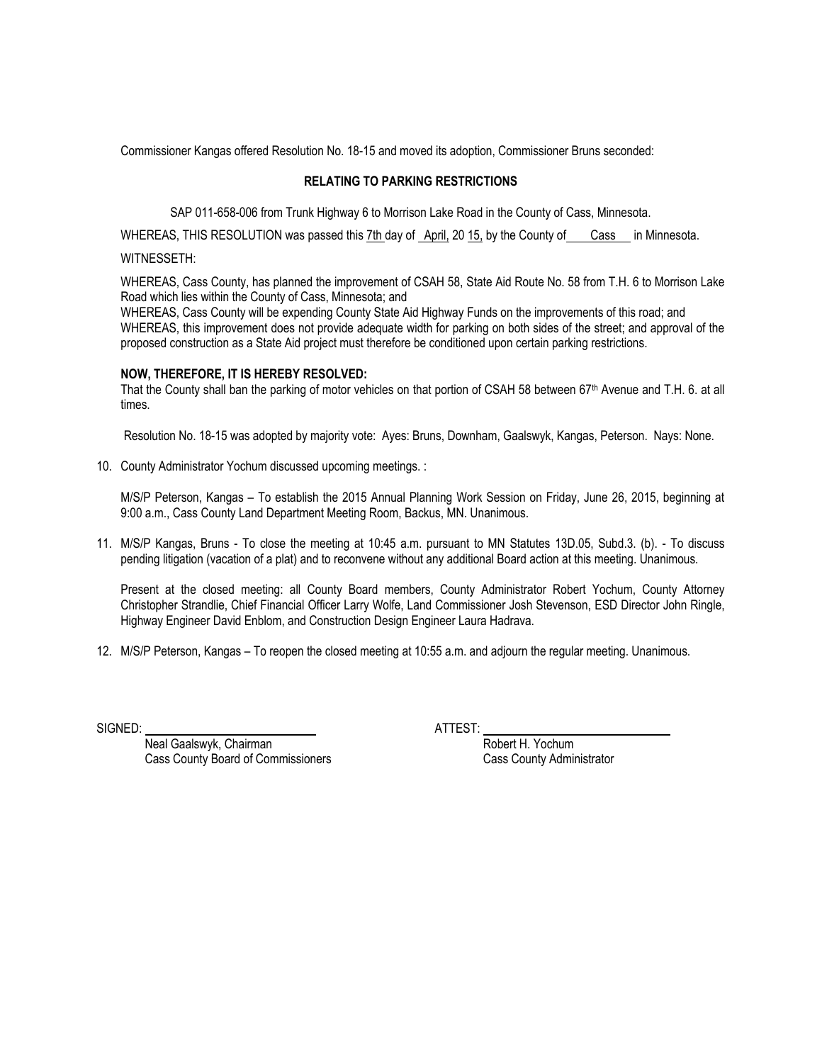Commissioner Kangas offered Resolution No. 18-15 and moved its adoption, Commissioner Bruns seconded:

**RELATING TO PARKING RESTRICTIONS**

SAP 011-658-006 from Trunk Highway 6 to Morrison Lake Road in the County of Cass, Minnesota.

WHEREAS, THIS RESOLUTION was passed this 7th day of April, 20 15, by the County of Cass in Minnesota.

WITNESSETH:

WHEREAS, Cass County, has planned the improvement of CSAH 58, State Aid Route No. 58 from T.H. 6 to Morrison Lake Road which lies within the County of Cass, Minnesota; and
WHEREAS, Cass County will be expending County State Aid Highway Funds on the improvements of this road; and
WHEREAS, this improvement does not provide adequate width for parking on both sides of the street; and approval of the proposed construction as a State Aid project must therefore be conditioned upon certain parking restrictions.

**NOW, THEREFORE, IT IS HEREBY RESOLVED:**
That the County shall ban the parking of motor vehicles on that portion of CSAH 58 between 67th Avenue and T.H. 6. at all times.

Resolution No. 18-15 was adopted by majority vote: Ayes: Bruns, Downham, Gaalswyk, Kangas, Peterson. Nays: None.

10. County Administrator Yochum discussed upcoming meetings. :

    M/S/P Peterson, Kangas – To establish the 2015 Annual Planning Work Session on Friday, June 26, 2015, beginning at 9:00 a.m., Cass County Land Department Meeting Room, Backus, MN. Unanimous.

11. M/S/P Kangas, Bruns - To close the meeting at 10:45 a.m. pursuant to MN Statutes 13D.05, Subd.3. (b). - To discuss pending litigation (vacation of a plat) and to reconvene without any additional Board action at this meeting. Unanimous.

    Present at the closed meeting: all County Board members, County Administrator Robert Yochum, County Attorney Christopher Strandlie, Chief Financial Officer Larry Wolfe, Land Commissioner Josh Stevenson, ESD Director John Ringle, Highway Engineer David Enblom, and Construction Design Engineer Laura Hadrava.

12. M/S/P Peterson, Kangas – To reopen the closed meeting at 10:55 a.m. and adjourn the regular meeting. Unanimous.

SIGNED: ____________________________
Neal Gaalswyk, Chairman
Cass County Board of Commissioners

ATTEST: ____________________________
Robert H. Yochum
Cass County Administrator